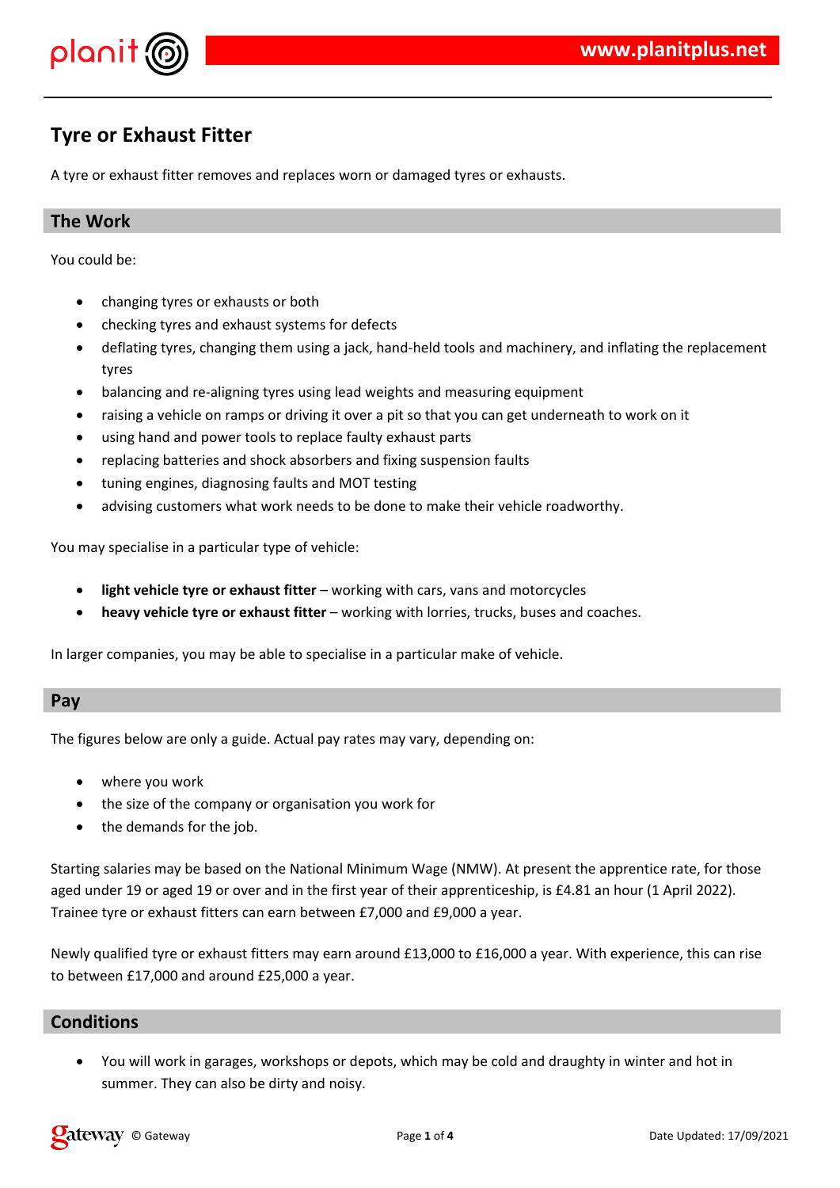# Tyre or Exhaust Fitter

A tyre or exhaust fitter removes and replaces worn or damaged tyres or exhausts.

## The Work

You could be:

- changing tyres or exhausts or both
- checking tyres and exhaust systems for defects
- deflating tyres, changing them using a jack, hand-held tools and machinery, and inflating the replacement tyres
- balancing and re-aligning tyres using lead weights and measuring equipment
- raising a vehicle on ramps or driving it over a pit so that you can get underneath to work on it
- using hand and power tools to replace faulty exhaust parts
- replacing batteries and shock absorbers and fixing suspension faults
- tuning engines, diagnosing faults and MOT testing
- advising customers what work needs to be done to make their vehicle roadworthy.

You may specialise in a particular type of vehicle:

- **light vehicle tyre or exhaust fitter** – working with cars, vans and motorcycles
- **heavy vehicle tyre or exhaust fitter** – working with lorries, trucks, buses and coaches.

In larger companies, you may be able to specialise in a particular make of vehicle.

## Pay

The figures below are only a guide. Actual pay rates may vary, depending on:

- where you work
- the size of the company or organisation you work for
- the demands for the job.

Starting salaries may be based on the National Minimum Wage (NMW). At present the apprentice rate, for those aged under 19 or aged 19 or over and in the first year of their apprenticeship, is £4.81 an hour (1 April 2022). Trainee tyre or exhaust fitters can earn between £7,000 and £9,000 a year.

Newly qualified tyre or exhaust fitters may earn around £13,000 to £16,000 a year. With experience, this can rise to between £17,000 and around £25,000 a year.

## Conditions

- You will work in garages, workshops or depots, which may be cold and draughty in winter and hot in summer. They can also be dirty and noisy.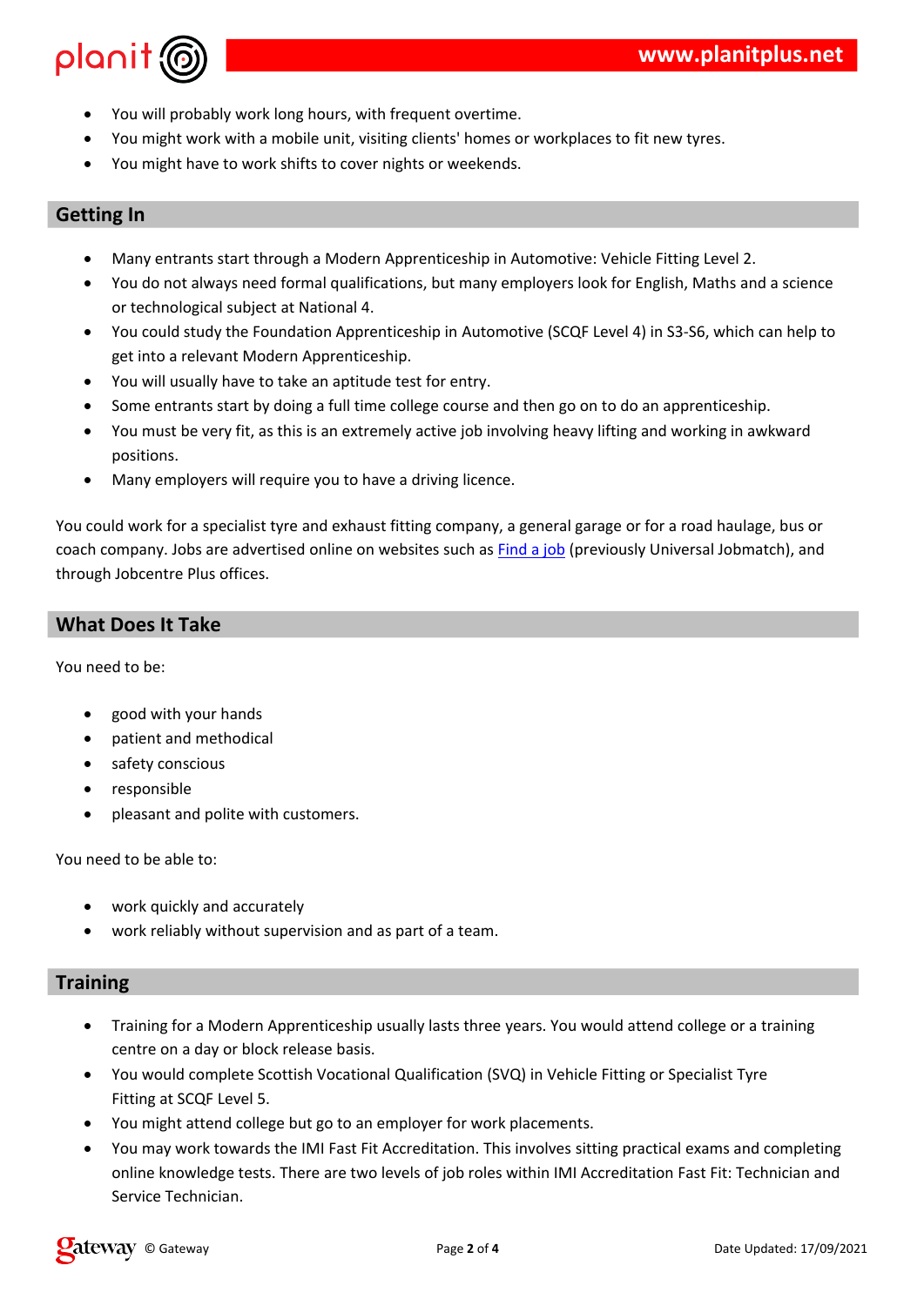- You will probably work long hours, with frequent overtime.
- You might work with a mobile unit, visiting clients' homes or workplaces to fit new tyres.
- You might have to work shifts to cover nights or weekends.

## Getting In

- Many entrants start through a Modern Apprenticeship in Automotive: Vehicle Fitting Level 2.
- You do not always need formal qualifications, but many employers look for English, Maths and a science or technological subject at National 4.
- You could study the Foundation Apprenticeship in Automotive (SCQF Level 4) in S3-S6, which can help to get into a relevant Modern Apprenticeship.
- You will usually have to take an aptitude test for entry.
- Some entrants start by doing a full time college course and then go on to do an apprenticeship.
- You must be very fit, as this is an extremely active job involving heavy lifting and working in awkward positions.
- Many employers will require you to have a driving licence.

You could work for a specialist tyre and exhaust fitting company, a general garage or for a road haulage, bus or coach company. Jobs are advertised online on websites such as Find a job (previously Universal Jobmatch), and through Jobcentre Plus offices.

## What Does It Take

You need to be:

- good with your hands
- patient and methodical
- safety conscious
- responsible
- pleasant and polite with customers.

You need to be able to:

- work quickly and accurately
- work reliably without supervision and as part of a team.

## Training

- Training for a Modern Apprenticeship usually lasts three years. You would attend college or a training centre on a day or block release basis.
- You would complete Scottish Vocational Qualification (SVQ) in Vehicle Fitting or Specialist Tyre Fitting at SCQF Level 5.
- You might attend college but go to an employer for work placements.
- You may work towards the IMI Fast Fit Accreditation. This involves sitting practical exams and completing online knowledge tests. There are two levels of job roles within IMI Accreditation Fast Fit: Technician and Service Technician.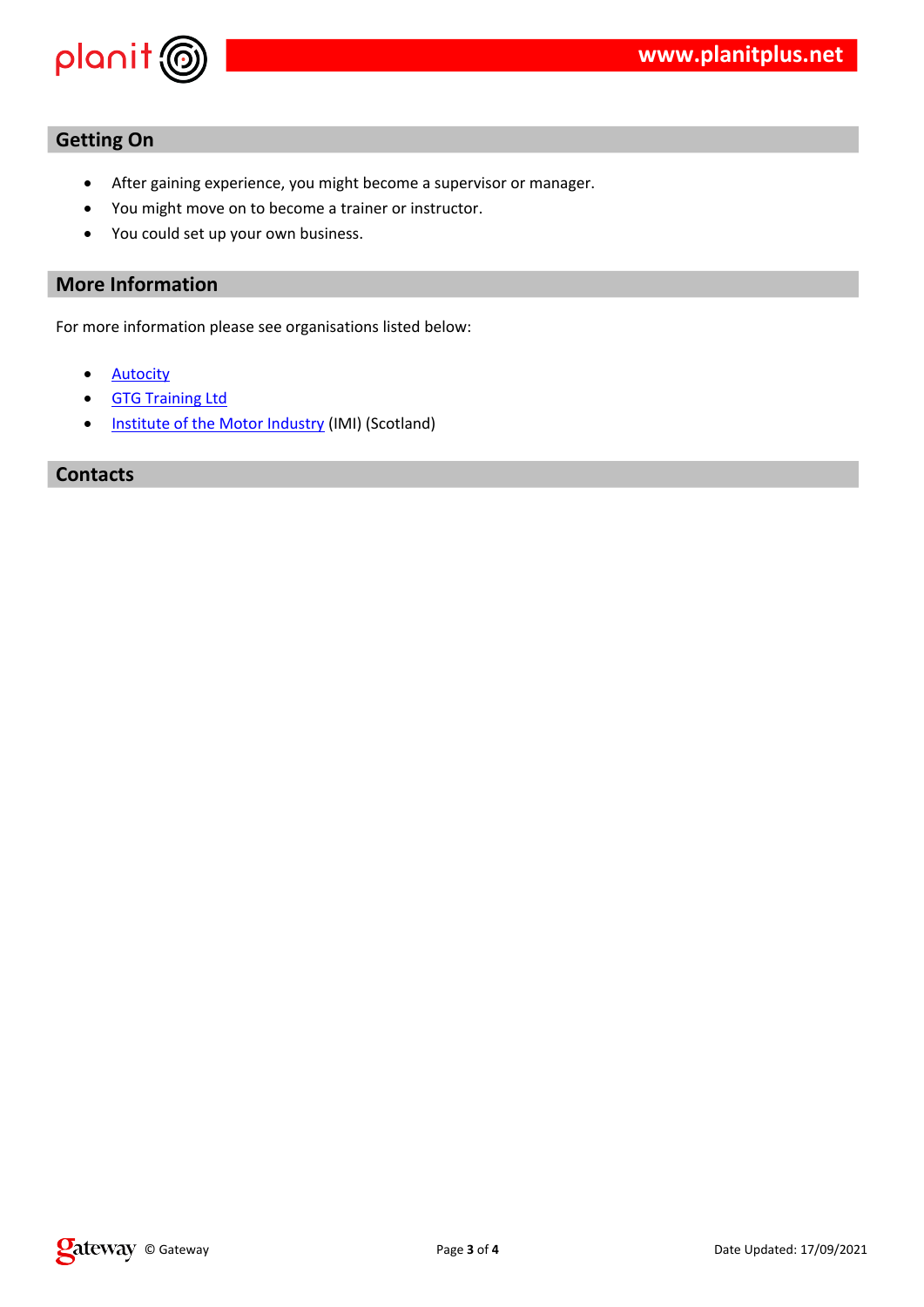## Getting On

- After gaining experience, you might become a supervisor or manager.
- You might move on to become a trainer or instructor.
- You could set up your own business.

## More Information

For more information please see organisations listed below:

- Autocity
- GTG Training Ltd
- Institute of the Motor Industry (IMI) (Scotland)

## Contacts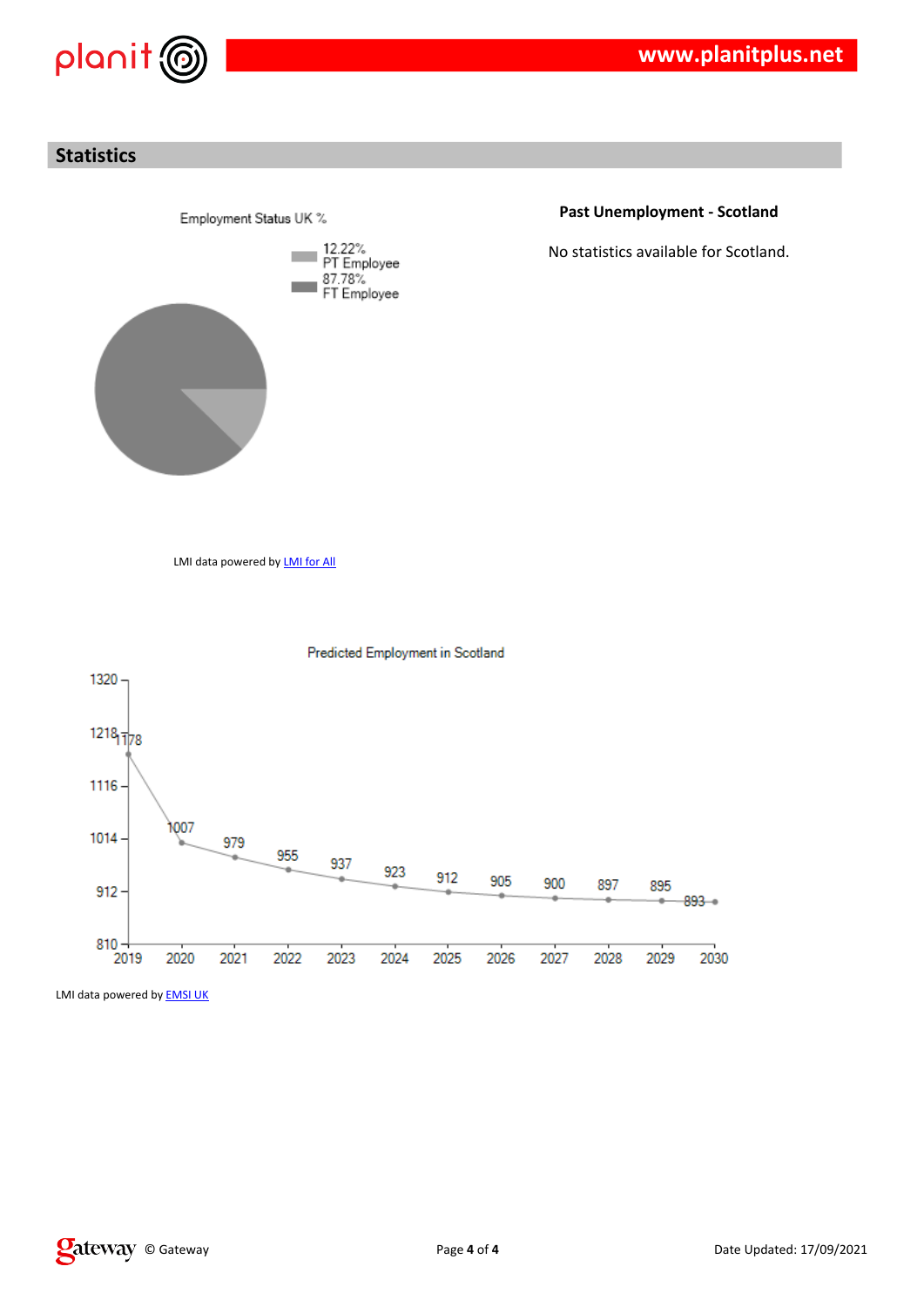## Statistics

Employment Status UK %

12.22%
PT Employee
87.78%
FT Employee

LMI data powered by [LMI for All]

**Past Unemployment - Scotland**

No statistics available for Scotland.

Predicted Employment in Scotland

1320
1218
1116
1014
912
810

1178
1007
979
955
937
923
912
905
900
897
895
893

2019
2020
2021
2022
2023
2024
2025
2026
2027
2028
2029
2030

LMI data powered by [EMSI UK]

© Gateway

Date Updated: 17/09/2021